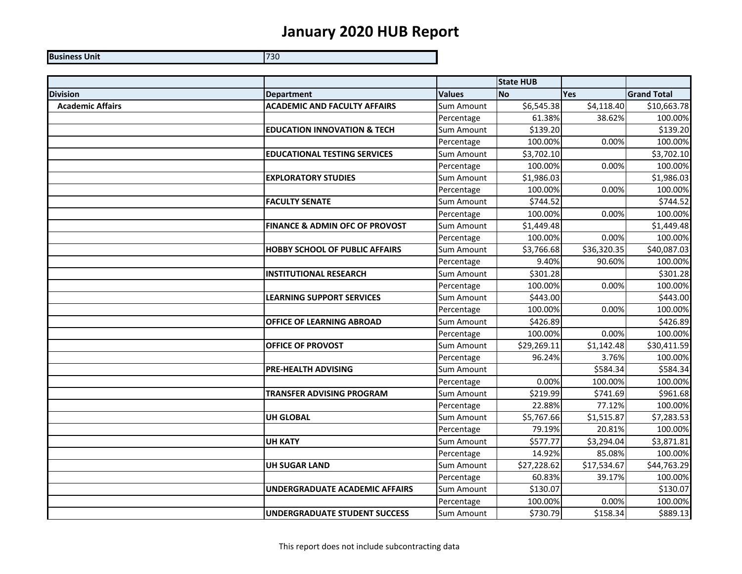# January 2020 HUB Report

| Business Unit | 730 |
|---|---|

| | | | State HUB | | |
|---|---|---|---|---|---|
| **Division** | **Department** | **Values** | **No** | **Yes** | **Grand Total** |
| **Academic Affairs** | **ACADEMIC AND FACULTY AFFAIRS** | Sum Amount | $6,545.38 | $4,118.40 | $10,663.78 |
| | | Percentage | 61.38% | 38.62% | 100.00% |
| | **EDUCATION INNOVATION & TECH** | Sum Amount | $139.20 | | $139.20 |
| | | Percentage | 100.00% | 0.00% | 100.00% |
| | **EDUCATIONAL TESTING SERVICES** | Sum Amount | $3,702.10 | | $3,702.10 |
| | | Percentage | 100.00% | 0.00% | 100.00% |
| | **EXPLORATORY STUDIES** | Sum Amount | $1,986.03 | | $1,986.03 |
| | | Percentage | 100.00% | 0.00% | 100.00% |
| | **FACULTY SENATE** | Sum Amount | $744.52 | | $744.52 |
| | | Percentage | 100.00% | 0.00% | 100.00% |
| | **FINANCE & ADMIN OFC OF PROVOST** | Sum Amount | $1,449.48 | | $1,449.48 |
| | | Percentage | 100.00% | 0.00% | 100.00% |
| | **HOBBY SCHOOL OF PUBLIC AFFAIRS** | Sum Amount | $3,766.68 | $36,320.35 | $40,087.03 |
| | | Percentage | 9.40% | 90.60% | 100.00% |
| | **INSTITUTIONAL RESEARCH** | Sum Amount | $301.28 | | $301.28 |
| | | Percentage | 100.00% | 0.00% | 100.00% |
| | **LEARNING SUPPORT SERVICES** | Sum Amount | $443.00 | | $443.00 |
| | | Percentage | 100.00% | 0.00% | 100.00% |
| | **OFFICE OF LEARNING ABROAD** | Sum Amount | $426.89 | | $426.89 |
| | | Percentage | 100.00% | 0.00% | 100.00% |
| | **OFFICE OF PROVOST** | Sum Amount | $29,269.11 | $1,142.48 | $30,411.59 |
| | | Percentage | 96.24% | 3.76% | 100.00% |
| | **PRE-HEALTH ADVISING** | Sum Amount | | $584.34 | $584.34 |
| | | Percentage | 0.00% | 100.00% | 100.00% |
| | **TRANSFER ADVISING PROGRAM** | Sum Amount | $219.99 | $741.69 | $961.68 |
| | | Percentage | 22.88% | 77.12% | 100.00% |
| | **UH GLOBAL** | Sum Amount | $5,767.66 | $1,515.87 | $7,283.53 |
| | | Percentage | 79.19% | 20.81% | 100.00% |
| | **UH KATY** | Sum Amount | $577.77 | $3,294.04 | $3,871.81 |
| | | Percentage | 14.92% | 85.08% | 100.00% |
| | **UH SUGAR LAND** | Sum Amount | $27,228.62 | $17,534.67 | $44,763.29 |
| | | Percentage | 60.83% | 39.17% | 100.00% |
| | **UNDERGRADUATE ACADEMIC AFFAIRS** | Sum Amount | $130.07 | | $130.07 |
| | | Percentage | 100.00% | 0.00% | 100.00% |
| | **UNDERGRADUATE STUDENT SUCCESS** | Sum Amount | $730.79 | $158.34 | $889.13 |

This report does not include subcontracting data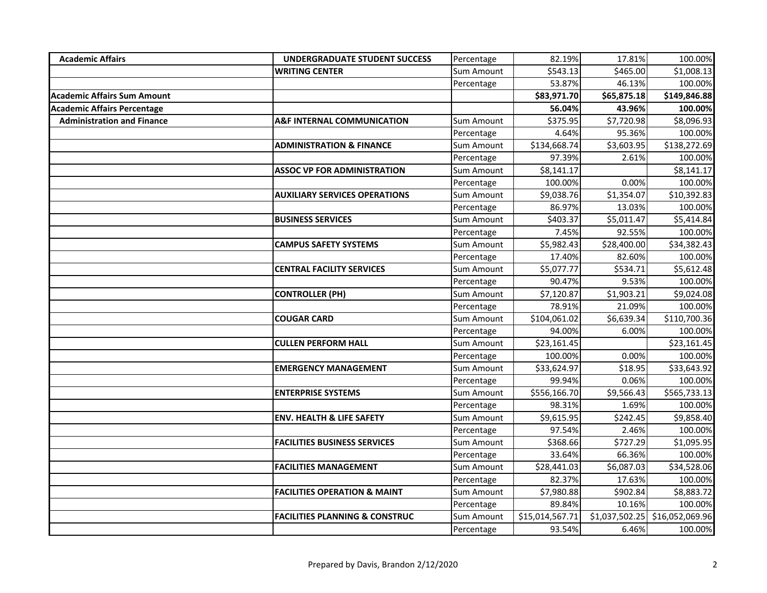| | | | | | |
|---|---|---|---|---|---|
| **Academic Affairs** | **UNDERGRADUATE STUDENT SUCCESS** | Percentage | 82.19% | 17.81% | 100.00% |
| | **WRITING CENTER** | Sum Amount | $543.13 | $465.00 | $1,008.13 |
| | | Percentage | 53.87% | 46.13% | 100.00% |
| **Academic Affairs Sum Amount** | | | **$83,971.70** | **$65,875.18** | **$149,846.88** |
| **Academic Affairs Percentage** | | | **56.04%** | **43.96%** | **100.00%** |
| **Administration and Finance** | **A&F INTERNAL COMMUNICATION** | Sum Amount | $375.95 | $7,720.98 | $8,096.93 |
| | | Percentage | 4.64% | 95.36% | 100.00% |
| | **ADMINISTRATION & FINANCE** | Sum Amount | $134,668.74 | $3,603.95 | $138,272.69 |
| | | Percentage | 97.39% | 2.61% | 100.00% |
| | **ASSOC VP FOR ADMINISTRATION** | Sum Amount | $8,141.17 | | $8,141.17 |
| | | Percentage | 100.00% | 0.00% | 100.00% |
| | **AUXILIARY SERVICES OPERATIONS** | Sum Amount | $9,038.76 | $1,354.07 | $10,392.83 |
| | | Percentage | 86.97% | 13.03% | 100.00% |
| | **BUSINESS SERVICES** | Sum Amount | $403.37 | $5,011.47 | $5,414.84 |
| | | Percentage | 7.45% | 92.55% | 100.00% |
| | **CAMPUS SAFETY SYSTEMS** | Sum Amount | $5,982.43 | $28,400.00 | $34,382.43 |
| | | Percentage | 17.40% | 82.60% | 100.00% |
| | **CENTRAL FACILITY SERVICES** | Sum Amount | $5,077.77 | $534.71 | $5,612.48 |
| | | Percentage | 90.47% | 9.53% | 100.00% |
| | **CONTROLLER (PH)** | Sum Amount | $7,120.87 | $1,903.21 | $9,024.08 |
| | | Percentage | 78.91% | 21.09% | 100.00% |
| | **COUGAR CARD** | Sum Amount | $104,061.02 | $6,639.34 | $110,700.36 |
| | | Percentage | 94.00% | 6.00% | 100.00% |
| | **CULLEN PERFORM HALL** | Sum Amount | $23,161.45 | | $23,161.45 |
| | | Percentage | 100.00% | 0.00% | 100.00% |
| | **EMERGENCY MANAGEMENT** | Sum Amount | $33,624.97 | $18.95 | $33,643.92 |
| | | Percentage | 99.94% | 0.06% | 100.00% |
| | **ENTERPRISE SYSTEMS** | Sum Amount | $556,166.70 | $9,566.43 | $565,733.13 |
| | | Percentage | 98.31% | 1.69% | 100.00% |
| | **ENV. HEALTH & LIFE SAFETY** | Sum Amount | $9,615.95 | $242.45 | $9,858.40 |
| | | Percentage | 97.54% | 2.46% | 100.00% |
| | **FACILITIES BUSINESS SERVICES** | Sum Amount | $368.66 | $727.29 | $1,095.95 |
| | | Percentage | 33.64% | 66.36% | 100.00% |
| | **FACILITIES MANAGEMENT** | Sum Amount | $28,441.03 | $6,087.03 | $34,528.06 |
| | | Percentage | 82.37% | 17.63% | 100.00% |
| | **FACILITIES OPERATION & MAINT** | Sum Amount | $7,980.88 | $902.84 | $8,883.72 |
| | | Percentage | 89.84% | 10.16% | 100.00% |
| | **FACILITIES PLANNING & CONSTRUC** | Sum Amount | $15,014,567.71 | $1,037,502.25 | $16,052,069.96 |
| | | Percentage | 93.54% | 6.46% | 100.00% |

Prepared by Davis, Brandon 2/12/2020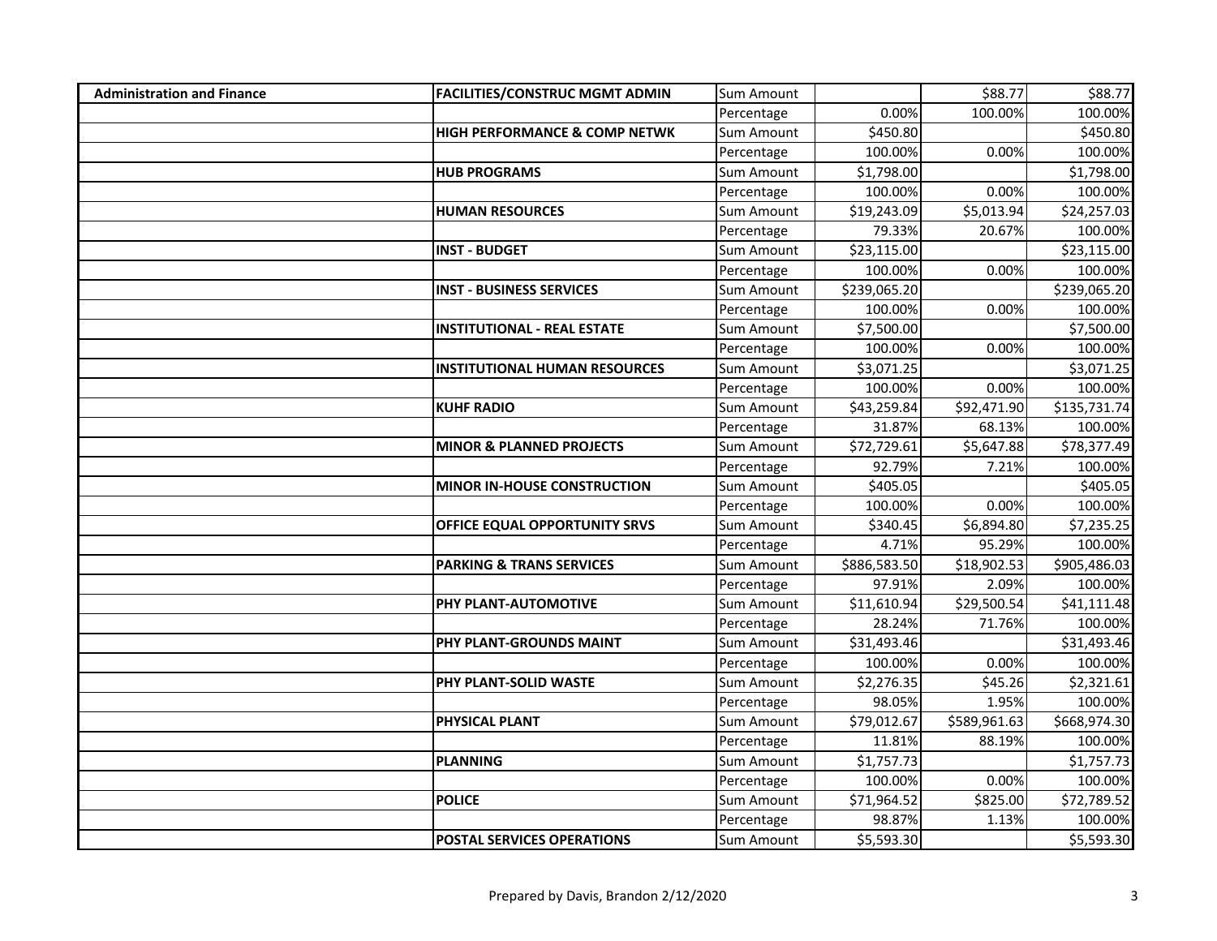| Administration and Finance | FACILITIES/CONSTRUC MGMT ADMIN | Sum Amount | | $88.77 | $88.77 |
|---|---|---|---|---|---|
| | | Percentage | 0.00% | 100.00% | 100.00% |
| | HIGH PERFORMANCE & COMP NETWK | Sum Amount | $450.80 | | $450.80 |
| | | Percentage | 100.00% | 0.00% | 100.00% |
| | HUB PROGRAMS | Sum Amount | $1,798.00 | | $1,798.00 |
| | | Percentage | 100.00% | 0.00% | 100.00% |
| | HUMAN RESOURCES | Sum Amount | $19,243.09 | $5,013.94 | $24,257.03 |
| | | Percentage | 79.33% | 20.67% | 100.00% |
| | INST - BUDGET | Sum Amount | $23,115.00 | | $23,115.00 |
| | | Percentage | 100.00% | 0.00% | 100.00% |
| | INST - BUSINESS SERVICES | Sum Amount | $239,065.20 | | $239,065.20 |
| | | Percentage | 100.00% | 0.00% | 100.00% |
| | INSTITUTIONAL - REAL ESTATE | Sum Amount | $7,500.00 | | $7,500.00 |
| | | Percentage | 100.00% | 0.00% | 100.00% |
| | INSTITUTIONAL HUMAN RESOURCES | Sum Amount | $3,071.25 | | $3,071.25 |
| | | Percentage | 100.00% | 0.00% | 100.00% |
| | KUHF RADIO | Sum Amount | $43,259.84 | $92,471.90 | $135,731.74 |
| | | Percentage | 31.87% | 68.13% | 100.00% |
| | MINOR & PLANNED PROJECTS | Sum Amount | $72,729.61 | $5,647.88 | $78,377.49 |
| | | Percentage | 92.79% | 7.21% | 100.00% |
| | MINOR IN-HOUSE CONSTRUCTION | Sum Amount | $405.05 | | $405.05 |
| | | Percentage | 100.00% | 0.00% | 100.00% |
| | OFFICE EQUAL OPPORTUNITY SRVS | Sum Amount | $340.45 | $6,894.80 | $7,235.25 |
| | | Percentage | 4.71% | 95.29% | 100.00% |
| | PARKING & TRANS SERVICES | Sum Amount | $886,583.50 | $18,902.53 | $905,486.03 |
| | | Percentage | 97.91% | 2.09% | 100.00% |
| | PHY PLANT-AUTOMOTIVE | Sum Amount | $11,610.94 | $29,500.54 | $41,111.48 |
| | | Percentage | 28.24% | 71.76% | 100.00% |
| | PHY PLANT-GROUNDS MAINT | Sum Amount | $31,493.46 | | $31,493.46 |
| | | Percentage | 100.00% | 0.00% | 100.00% |
| | PHY PLANT-SOLID WASTE | Sum Amount | $2,276.35 | $45.26 | $2,321.61 |
| | | Percentage | 98.05% | 1.95% | 100.00% |
| | PHYSICAL PLANT | Sum Amount | $79,012.67 | $589,961.63 | $668,974.30 |
| | | Percentage | 11.81% | 88.19% | 100.00% |
| | PLANNING | Sum Amount | $1,757.73 | | $1,757.73 |
| | | Percentage | 100.00% | 0.00% | 100.00% |
| | POLICE | Sum Amount | $71,964.52 | $825.00 | $72,789.52 |
| | | Percentage | 98.87% | 1.13% | 100.00% |
| | POSTAL SERVICES OPERATIONS | Sum Amount | $5,593.30 | | $5,593.30 |

Prepared by Davis, Brandon 2/12/2020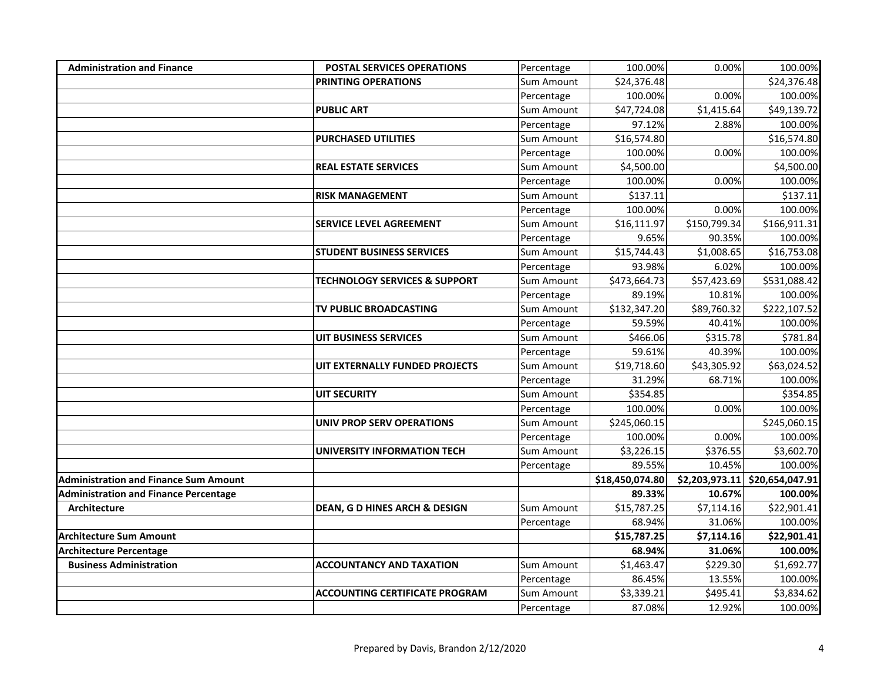| | | | | | |
|---|---|---|---|---|---|
| Administration and Finance | POSTAL SERVICES OPERATIONS | Percentage | 100.00% | 0.00% | 100.00% |
| | PRINTING OPERATIONS | Sum Amount | $24,376.48 | | $24,376.48 |
| | | Percentage | 100.00% | 0.00% | 100.00% |
| | PUBLIC ART | Sum Amount | $47,724.08 | $1,415.64 | $49,139.72 |
| | | Percentage | 97.12% | 2.88% | 100.00% |
| | PURCHASED UTILITIES | Sum Amount | $16,574.80 | | $16,574.80 |
| | | Percentage | 100.00% | 0.00% | 100.00% |
| | REAL ESTATE SERVICES | Sum Amount | $4,500.00 | | $4,500.00 |
| | | Percentage | 100.00% | 0.00% | 100.00% |
| | RISK MANAGEMENT | Sum Amount | $137.11 | | $137.11 |
| | | Percentage | 100.00% | 0.00% | 100.00% |
| | SERVICE LEVEL AGREEMENT | Sum Amount | $16,111.97 | $150,799.34 | $166,911.31 |
| | | Percentage | 9.65% | 90.35% | 100.00% |
| | STUDENT BUSINESS SERVICES | Sum Amount | $15,744.43 | $1,008.65 | $16,753.08 |
| | | Percentage | 93.98% | 6.02% | 100.00% |
| | TECHNOLOGY SERVICES & SUPPORT | Sum Amount | $473,664.73 | $57,423.69 | $531,088.42 |
| | | Percentage | 89.19% | 10.81% | 100.00% |
| | TV PUBLIC BROADCASTING | Sum Amount | $132,347.20 | $89,760.32 | $222,107.52 |
| | | Percentage | 59.59% | 40.41% | 100.00% |
| | UIT BUSINESS SERVICES | Sum Amount | $466.06 | $315.78 | $781.84 |
| | | Percentage | 59.61% | 40.39% | 100.00% |
| | UIT EXTERNALLY FUNDED PROJECTS | Sum Amount | $19,718.60 | $43,305.92 | $63,024.52 |
| | | Percentage | 31.29% | 68.71% | 100.00% |
| | UIT SECURITY | Sum Amount | $354.85 | | $354.85 |
| | | Percentage | 100.00% | 0.00% | 100.00% |
| | UNIV PROP SERV OPERATIONS | Sum Amount | $245,060.15 | | $245,060.15 |
| | | Percentage | 100.00% | 0.00% | 100.00% |
| | UNIVERSITY INFORMATION TECH | Sum Amount | $3,226.15 | $376.55 | $3,602.70 |
| | | Percentage | 89.55% | 10.45% | 100.00% |
| **Administration and Finance Sum Amount** | | | **$18,450,074.80** | **$2,203,973.11** | **$20,654,047.91** |
| **Administration and Finance Percentage** | | | **89.33%** | **10.67%** | **100.00%** |
| Architecture | DEAN, G D HINES ARCH & DESIGN | Sum Amount | $15,787.25 | $7,114.16 | $22,901.41 |
| | | Percentage | 68.94% | 31.06% | 100.00% |
| **Architecture Sum Amount** | | | **$15,787.25** | **$7,114.16** | **$22,901.41** |
| **Architecture Percentage** | | | **68.94%** | **31.06%** | **100.00%** |
| Business Administration | ACCOUNTANCY AND TAXATION | Sum Amount | $1,463.47 | $229.30 | $1,692.77 |
| | | Percentage | 86.45% | 13.55% | 100.00% |
| | ACCOUNTING CERTIFICATE PROGRAM | Sum Amount | $3,339.21 | $495.41 | $3,834.62 |
| | | Percentage | 87.08% | 12.92% | 100.00% |

Prepared by Davis, Brandon 2/12/2020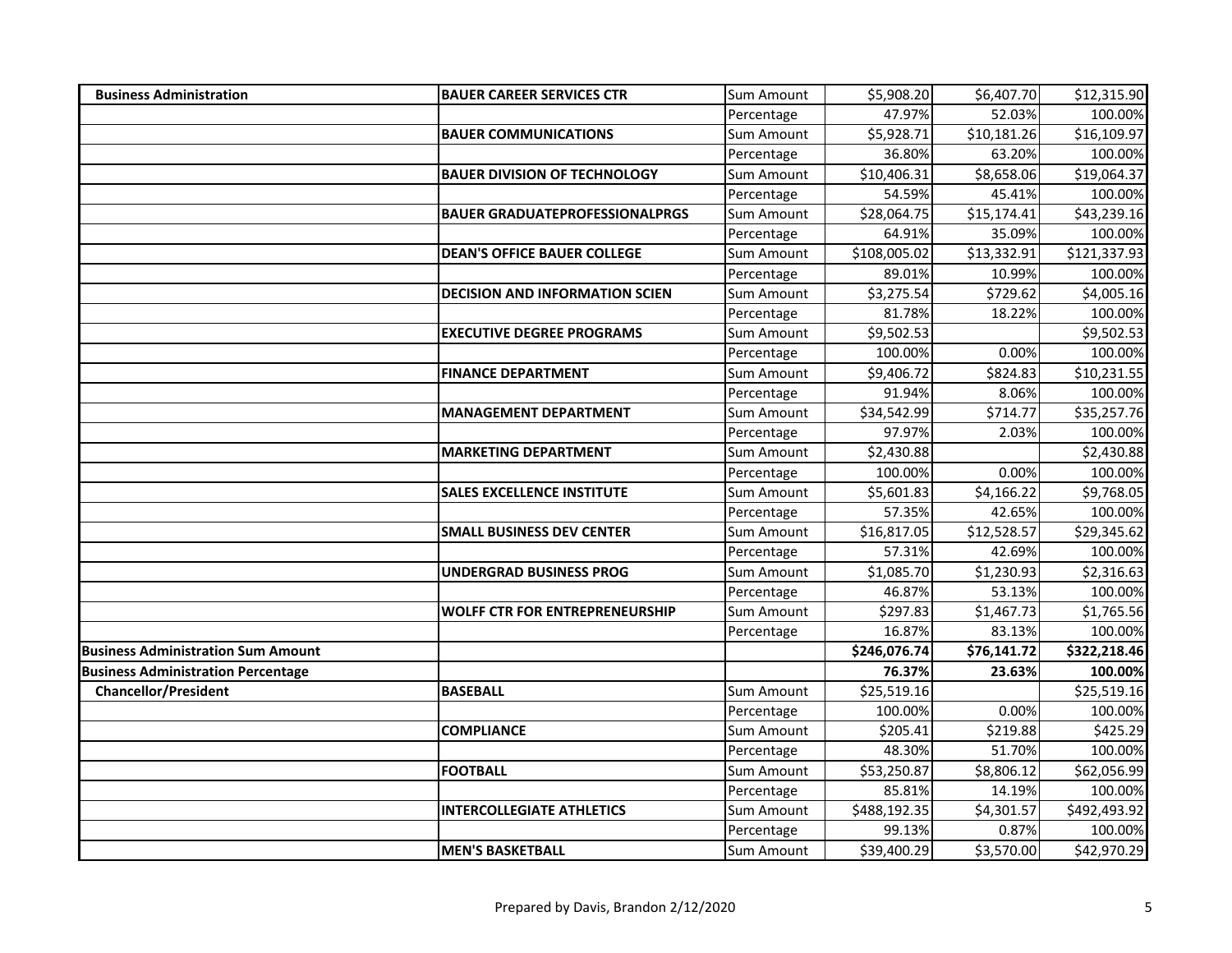| | | | | | |
|---|---|---|---|---|---|
| **Business Administration** | **BAUER CAREER SERVICES CTR** | Sum Amount | $5,908.20 | $6,407.70 | $12,315.90 |
| | | Percentage | 47.97% | 52.03% | 100.00% |
| | **BAUER COMMUNICATIONS** | Sum Amount | $5,928.71 | $10,181.26 | $16,109.97 |
| | | Percentage | 36.80% | 63.20% | 100.00% |
| | **BAUER DIVISION OF TECHNOLOGY** | Sum Amount | $10,406.31 | $8,658.06 | $19,064.37 |
| | | Percentage | 54.59% | 45.41% | 100.00% |
| | **BAUER GRADUATEPROFESSIONALPRGS** | Sum Amount | $28,064.75 | $15,174.41 | $43,239.16 |
| | | Percentage | 64.91% | 35.09% | 100.00% |
| | **DEAN'S OFFICE BAUER COLLEGE** | Sum Amount | $108,005.02 | $13,332.91 | $121,337.93 |
| | | Percentage | 89.01% | 10.99% | 100.00% |
| | **DECISION AND INFORMATION SCIEN** | Sum Amount | $3,275.54 | $729.62 | $4,005.16 |
| | | Percentage | 81.78% | 18.22% | 100.00% |
| | **EXECUTIVE DEGREE PROGRAMS** | Sum Amount | $9,502.53 | | $9,502.53 |
| | | Percentage | 100.00% | 0.00% | 100.00% |
| | **FINANCE DEPARTMENT** | Sum Amount | $9,406.72 | $824.83 | $10,231.55 |
| | | Percentage | 91.94% | 8.06% | 100.00% |
| | **MANAGEMENT DEPARTMENT** | Sum Amount | $34,542.99 | $714.77 | $35,257.76 |
| | | Percentage | 97.97% | 2.03% | 100.00% |
| | **MARKETING DEPARTMENT** | Sum Amount | $2,430.88 | | $2,430.88 |
| | | Percentage | 100.00% | 0.00% | 100.00% |
| | **SALES EXCELLENCE INSTITUTE** | Sum Amount | $5,601.83 | $4,166.22 | $9,768.05 |
| | | Percentage | 57.35% | 42.65% | 100.00% |
| | **SMALL BUSINESS DEV CENTER** | Sum Amount | $16,817.05 | $12,528.57 | $29,345.62 |
| | | Percentage | 57.31% | 42.69% | 100.00% |
| | **UNDERGRAD BUSINESS PROG** | Sum Amount | $1,085.70 | $1,230.93 | $2,316.63 |
| | | Percentage | 46.87% | 53.13% | 100.00% |
| | **WOLFF CTR FOR ENTREPRENEURSHIP** | Sum Amount | $297.83 | $1,467.73 | $1,765.56 |
| | | Percentage | 16.87% | 83.13% | 100.00% |
| **Business Administration Sum Amount** | | | **$246,076.74** | **$76,141.72** | **$322,218.46** |
| **Business Administration Percentage** | | | **76.37%** | **23.63%** | **100.00%** |
| **Chancellor/President** | **BASEBALL** | Sum Amount | $25,519.16 | | $25,519.16 |
| | | Percentage | 100.00% | 0.00% | 100.00% |
| | **COMPLIANCE** | Sum Amount | $205.41 | $219.88 | $425.29 |
| | | Percentage | 48.30% | 51.70% | 100.00% |
| | **FOOTBALL** | Sum Amount | $53,250.87 | $8,806.12 | $62,056.99 |
| | | Percentage | 85.81% | 14.19% | 100.00% |
| | **INTERCOLLEGIATE ATHLETICS** | Sum Amount | $488,192.35 | $4,301.57 | $492,493.92 |
| | | Percentage | 99.13% | 0.87% | 100.00% |
| | **MEN'S BASKETBALL** | Sum Amount | $39,400.29 | $3,570.00 | $42,970.29 |

Prepared by Davis, Brandon 2/12/2020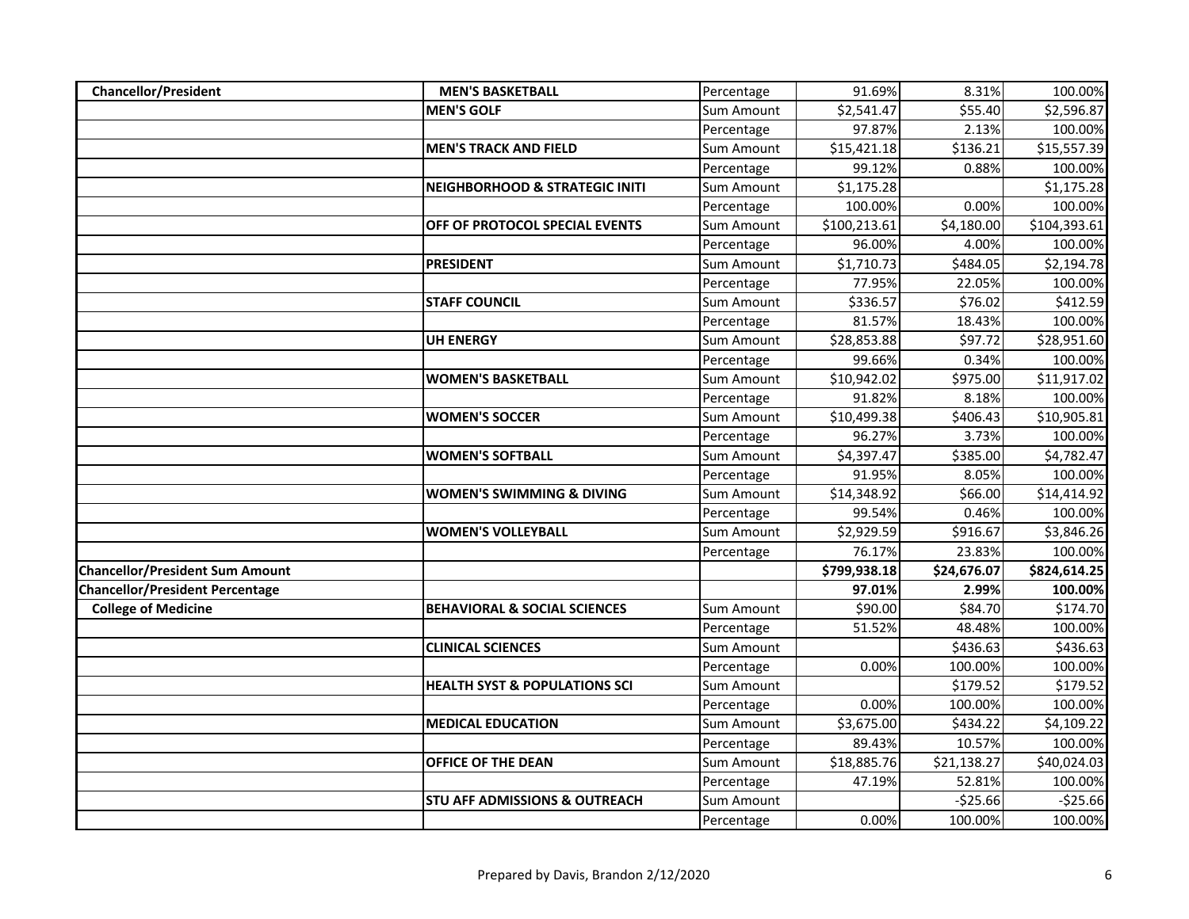| | | | | | |
|---|---|---|---|---|---|
| **Chancellor/President** | **MEN'S BASKETBALL** | Percentage | 91.69% | 8.31% | 100.00% |
| | **MEN'S GOLF** | Sum Amount | $2,541.47 | $55.40 | $2,596.87 |
| | | Percentage | 97.87% | 2.13% | 100.00% |
| | **MEN'S TRACK AND FIELD** | Sum Amount | $15,421.18 | $136.21 | $15,557.39 |
| | | Percentage | 99.12% | 0.88% | 100.00% |
| | **NEIGHBORHOOD & STRATEGIC INITI** | Sum Amount | $1,175.28 | | $1,175.28 |
| | | Percentage | 100.00% | 0.00% | 100.00% |
| | **OFF OF PROTOCOL SPECIAL EVENTS** | Sum Amount | $100,213.61 | $4,180.00 | $104,393.61 |
| | | Percentage | 96.00% | 4.00% | 100.00% |
| | **PRESIDENT** | Sum Amount | $1,710.73 | $484.05 | $2,194.78 |
| | | Percentage | 77.95% | 22.05% | 100.00% |
| | **STAFF COUNCIL** | Sum Amount | $336.57 | $76.02 | $412.59 |
| | | Percentage | 81.57% | 18.43% | 100.00% |
| | **UH ENERGY** | Sum Amount | $28,853.88 | $97.72 | $28,951.60 |
| | | Percentage | 99.66% | 0.34% | 100.00% |
| | **WOMEN'S BASKETBALL** | Sum Amount | $10,942.02 | $975.00 | $11,917.02 |
| | | Percentage | 91.82% | 8.18% | 100.00% |
| | **WOMEN'S SOCCER** | Sum Amount | $10,499.38 | $406.43 | $10,905.81 |
| | | Percentage | 96.27% | 3.73% | 100.00% |
| | **WOMEN'S SOFTBALL** | Sum Amount | $4,397.47 | $385.00 | $4,782.47 |
| | | Percentage | 91.95% | 8.05% | 100.00% |
| | **WOMEN'S SWIMMING & DIVING** | Sum Amount | $14,348.92 | $66.00 | $14,414.92 |
| | | Percentage | 99.54% | 0.46% | 100.00% |
| | **WOMEN'S VOLLEYBALL** | Sum Amount | $2,929.59 | $916.67 | $3,846.26 |
| | | Percentage | 76.17% | 23.83% | 100.00% |
| **Chancellor/President Sum Amount** | | | **$799,938.18** | **$24,676.07** | **$824,614.25** |
| **Chancellor/President Percentage** | | | **97.01%** | **2.99%** | **100.00%** |
| **College of Medicine** | **BEHAVIORAL & SOCIAL SCIENCES** | Sum Amount | $90.00 | $84.70 | $174.70 |
| | | Percentage | 51.52% | 48.48% | 100.00% |
| | **CLINICAL SCIENCES** | Sum Amount | | $436.63 | $436.63 |
| | | Percentage | 0.00% | 100.00% | 100.00% |
| | **HEALTH SYST & POPULATIONS SCI** | Sum Amount | | $179.52 | $179.52 |
| | | Percentage | 0.00% | 100.00% | 100.00% |
| | **MEDICAL EDUCATION** | Sum Amount | $3,675.00 | $434.22 | $4,109.22 |
| | | Percentage | 89.43% | 10.57% | 100.00% |
| | **OFFICE OF THE DEAN** | Sum Amount | $18,885.76 | $21,138.27 | $40,024.03 |
| | | Percentage | 47.19% | 52.81% | 100.00% |
| | **STU AFF ADMISSIONS & OUTREACH** | Sum Amount | | -$25.66 | -$25.66 |
| | | Percentage | 0.00% | 100.00% | 100.00% |

Prepared by Davis, Brandon 2/12/2020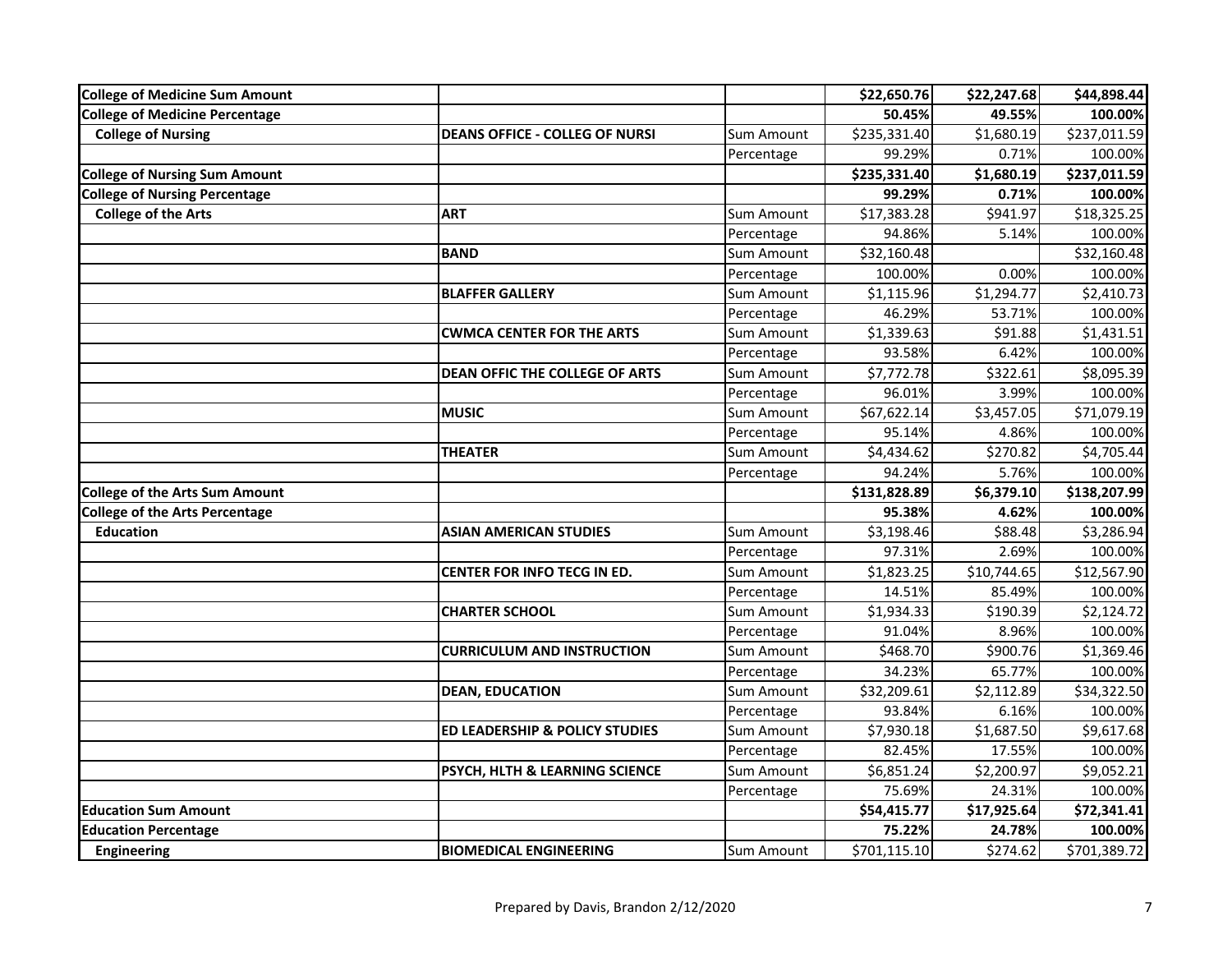| | | | | | |
|---|---|---|---|---|---|
| **College of Medicine Sum Amount** | | | **$22,650.76** | **$22,247.68** | **$44,898.44** |
| **College of Medicine Percentage** | | | **50.45%** | **49.55%** | **100.00%** |
| **College of Nursing** | **DEANS OFFICE - COLLEG OF NURSI** | Sum Amount | $235,331.40 | $1,680.19 | $237,011.59 |
| | | Percentage | 99.29% | 0.71% | 100.00% |
| **College of Nursing Sum Amount** | | | **$235,331.40** | **$1,680.19** | **$237,011.59** |
| **College of Nursing Percentage** | | | **99.29%** | **0.71%** | **100.00%** |
| **College of the Arts** | **ART** | Sum Amount | $17,383.28 | $941.97 | $18,325.25 |
| | | Percentage | 94.86% | 5.14% | 100.00% |
| | **BAND** | Sum Amount | $32,160.48 | | $32,160.48 |
| | | Percentage | 100.00% | 0.00% | 100.00% |
| | **BLAFFER GALLERY** | Sum Amount | $1,115.96 | $1,294.77 | $2,410.73 |
| | | Percentage | 46.29% | 53.71% | 100.00% |
| | **CWMCA CENTER FOR THE ARTS** | Sum Amount | $1,339.63 | $91.88 | $1,431.51 |
| | | Percentage | 93.58% | 6.42% | 100.00% |
| | **DEAN OFFIC THE COLLEGE OF ARTS** | Sum Amount | $7,772.78 | $322.61 | $8,095.39 |
| | | Percentage | 96.01% | 3.99% | 100.00% |
| | **MUSIC** | Sum Amount | $67,622.14 | $3,457.05 | $71,079.19 |
| | | Percentage | 95.14% | 4.86% | 100.00% |
| | **THEATER** | Sum Amount | $4,434.62 | $270.82 | $4,705.44 |
| | | Percentage | 94.24% | 5.76% | 100.00% |
| **College of the Arts Sum Amount** | | | **$131,828.89** | **$6,379.10** | **$138,207.99** |
| **College of the Arts Percentage** | | | **95.38%** | **4.62%** | **100.00%** |
| **Education** | **ASIAN AMERICAN STUDIES** | Sum Amount | $3,198.46 | $88.48 | $3,286.94 |
| | | Percentage | 97.31% | 2.69% | 100.00% |
| | **CENTER FOR INFO TECG IN ED.** | Sum Amount | $1,823.25 | $10,744.65 | $12,567.90 |
| | | Percentage | 14.51% | 85.49% | 100.00% |
| | **CHARTER SCHOOL** | Sum Amount | $1,934.33 | $190.39 | $2,124.72 |
| | | Percentage | 91.04% | 8.96% | 100.00% |
| | **CURRICULUM AND INSTRUCTION** | Sum Amount | $468.70 | $900.76 | $1,369.46 |
| | | Percentage | 34.23% | 65.77% | 100.00% |
| | **DEAN, EDUCATION** | Sum Amount | $32,209.61 | $2,112.89 | $34,322.50 |
| | | Percentage | 93.84% | 6.16% | 100.00% |
| | **ED LEADERSHIP & POLICY STUDIES** | Sum Amount | $7,930.18 | $1,687.50 | $9,617.68 |
| | | Percentage | 82.45% | 17.55% | 100.00% |
| | **PSYCH, HLTH & LEARNING SCIENCE** | Sum Amount | $6,851.24 | $2,200.97 | $9,052.21 |
| | | Percentage | 75.69% | 24.31% | 100.00% |
| **Education Sum Amount** | | | **$54,415.77** | **$17,925.64** | **$72,341.41** |
| **Education Percentage** | | | **75.22%** | **24.78%** | **100.00%** |
| **Engineering** | **BIOMEDICAL ENGINEERING** | Sum Amount | $701,115.10 | $274.62 | $701,389.72 |

Prepared by Davis, Brandon 2/12/2020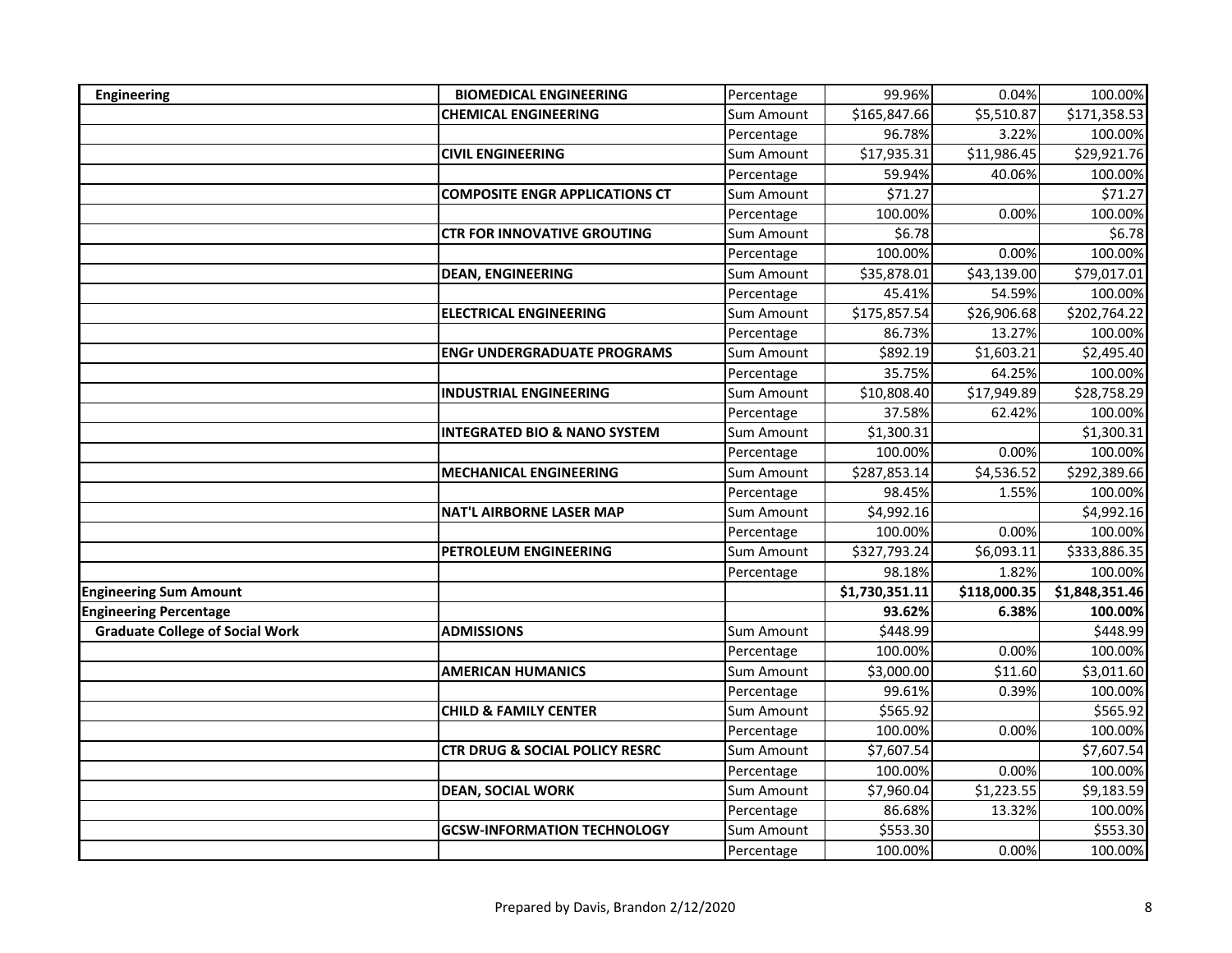| | | | | | |
|---|---|---|---|---|---|
| **Engineering** | **BIOMEDICAL ENGINEERING** | Percentage | 99.96% | 0.04% | 100.00% |
| | **CHEMICAL ENGINEERING** | Sum Amount | $165,847.66 | $5,510.87 | $171,358.53 |
| | | Percentage | 96.78% | 3.22% | 100.00% |
| | **CIVIL ENGINEERING** | Sum Amount | $17,935.31 | $11,986.45 | $29,921.76 |
| | | Percentage | 59.94% | 40.06% | 100.00% |
| | **COMPOSITE ENGR APPLICATIONS CT** | Sum Amount | $71.27 | | $71.27 |
| | | Percentage | 100.00% | 0.00% | 100.00% |
| | **CTR FOR INNOVATIVE GROUTING** | Sum Amount | $6.78 | | $6.78 |
| | | Percentage | 100.00% | 0.00% | 100.00% |
| | **DEAN, ENGINEERING** | Sum Amount | $35,878.01 | $43,139.00 | $79,017.01 |
| | | Percentage | 45.41% | 54.59% | 100.00% |
| | **ELECTRICAL ENGINEERING** | Sum Amount | $175,857.54 | $26,906.68 | $202,764.22 |
| | | Percentage | 86.73% | 13.27% | 100.00% |
| | **ENGr UNDERGRADUATE PROGRAMS** | Sum Amount | $892.19 | $1,603.21 | $2,495.40 |
| | | Percentage | 35.75% | 64.25% | 100.00% |
| | **INDUSTRIAL ENGINEERING** | Sum Amount | $10,808.40 | $17,949.89 | $28,758.29 |
| | | Percentage | 37.58% | 62.42% | 100.00% |
| | **INTEGRATED BIO & NANO SYSTEM** | Sum Amount | $1,300.31 | | $1,300.31 |
| | | Percentage | 100.00% | 0.00% | 100.00% |
| | **MECHANICAL ENGINEERING** | Sum Amount | $287,853.14 | $4,536.52 | $292,389.66 |
| | | Percentage | 98.45% | 1.55% | 100.00% |
| | **NAT'L AIRBORNE LASER MAP** | Sum Amount | $4,992.16 | | $4,992.16 |
| | | Percentage | 100.00% | 0.00% | 100.00% |
| | **PETROLEUM ENGINEERING** | Sum Amount | $327,793.24 | $6,093.11 | $333,886.35 |
| | | Percentage | 98.18% | 1.82% | 100.00% |
| **Engineering Sum Amount** | | | **$1,730,351.11** | **$118,000.35** | **$1,848,351.46** |
| **Engineering Percentage** | | | **93.62%** | **6.38%** | **100.00%** |
| **Graduate College of Social Work** | **ADMISSIONS** | Sum Amount | $448.99 | | $448.99 |
| | | Percentage | 100.00% | 0.00% | 100.00% |
| | **AMERICAN HUMANICS** | Sum Amount | $3,000.00 | $11.60 | $3,011.60 |
| | | Percentage | 99.61% | 0.39% | 100.00% |
| | **CHILD & FAMILY CENTER** | Sum Amount | $565.92 | | $565.92 |
| | | Percentage | 100.00% | 0.00% | 100.00% |
| | **CTR DRUG & SOCIAL POLICY RESRC** | Sum Amount | $7,607.54 | | $7,607.54 |
| | | Percentage | 100.00% | 0.00% | 100.00% |
| | **DEAN, SOCIAL WORK** | Sum Amount | $7,960.04 | $1,223.55 | $9,183.59 |
| | | Percentage | 86.68% | 13.32% | 100.00% |
| | **GCSW-INFORMATION TECHNOLOGY** | Sum Amount | $553.30 | | $553.30 |
| | | Percentage | 100.00% | 0.00% | 100.00% |

Prepared by Davis, Brandon 2/12/2020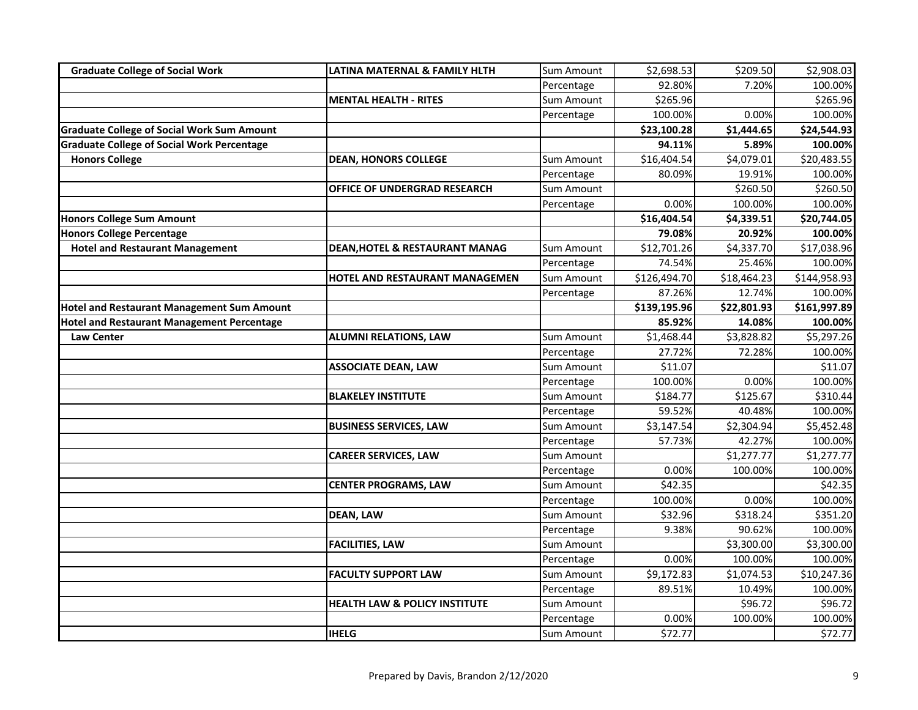| | | | | | |
|---|---|---|---|---|---|
| **Graduate College of Social Work** | **LATINA MATERNAL & FAMILY HLTH** | Sum Amount | $2,698.53 | $209.50 | $2,908.03 |
| | | Percentage | 92.80% | 7.20% | 100.00% |
| | **MENTAL HEALTH - RITES** | Sum Amount | $265.96 | | $265.96 |
| | | Percentage | 100.00% | 0.00% | 100.00% |
| **Graduate College of Social Work Sum Amount** | | | **$23,100.28** | **$1,444.65** | **$24,544.93** |
| **Graduate College of Social Work Percentage** | | | **94.11%** | **5.89%** | **100.00%** |
| **Honors College** | **DEAN, HONORS COLLEGE** | Sum Amount | $16,404.54 | $4,079.01 | $20,483.55 |
| | | Percentage | 80.09% | 19.91% | 100.00% |
| | **OFFICE OF UNDERGRAD RESEARCH** | Sum Amount | | $260.50 | $260.50 |
| | | Percentage | 0.00% | 100.00% | 100.00% |
| **Honors College Sum Amount** | | | **$16,404.54** | **$4,339.51** | **$20,744.05** |
| **Honors College Percentage** | | | **79.08%** | **20.92%** | **100.00%** |
| **Hotel and Restaurant Management** | **DEAN,HOTEL & RESTAURANT MANAG** | Sum Amount | $12,701.26 | $4,337.70 | $17,038.96 |
| | | Percentage | 74.54% | 25.46% | 100.00% |
| | **HOTEL AND RESTAURANT MANAGEMEN** | Sum Amount | $126,494.70 | $18,464.23 | $144,958.93 |
| | | Percentage | 87.26% | 12.74% | 100.00% |
| **Hotel and Restaurant Management Sum Amount** | | | **$139,195.96** | **$22,801.93** | **$161,997.89** |
| **Hotel and Restaurant Management Percentage** | | | **85.92%** | **14.08%** | **100.00%** |
| **Law Center** | **ALUMNI RELATIONS, LAW** | Sum Amount | $1,468.44 | $3,828.82 | $5,297.26 |
| | | Percentage | 27.72% | 72.28% | 100.00% |
| | **ASSOCIATE DEAN, LAW** | Sum Amount | $11.07 | | $11.07 |
| | | Percentage | 100.00% | 0.00% | 100.00% |
| | **BLAKELEY INSTITUTE** | Sum Amount | $184.77 | $125.67 | $310.44 |
| | | Percentage | 59.52% | 40.48% | 100.00% |
| | **BUSINESS SERVICES, LAW** | Sum Amount | $3,147.54 | $2,304.94 | $5,452.48 |
| | | Percentage | 57.73% | 42.27% | 100.00% |
| | **CAREER SERVICES, LAW** | Sum Amount | | $1,277.77 | $1,277.77 |
| | | Percentage | 0.00% | 100.00% | 100.00% |
| | **CENTER PROGRAMS, LAW** | Sum Amount | $42.35 | | $42.35 |
| | | Percentage | 100.00% | 0.00% | 100.00% |
| | **DEAN, LAW** | Sum Amount | $32.96 | $318.24 | $351.20 |
| | | Percentage | 9.38% | 90.62% | 100.00% |
| | **FACILITIES, LAW** | Sum Amount | | $3,300.00 | $3,300.00 |
| | | Percentage | 0.00% | 100.00% | 100.00% |
| | **FACULTY SUPPORT LAW** | Sum Amount | $9,172.83 | $1,074.53 | $10,247.36 |
| | | Percentage | 89.51% | 10.49% | 100.00% |
| | **HEALTH LAW & POLICY INSTITUTE** | Sum Amount | | $96.72 | $96.72 |
| | | Percentage | 0.00% | 100.00% | 100.00% |
| | **IHELG** | Sum Amount | $72.77 | | $72.77 |

Prepared by Davis, Brandon 2/12/2020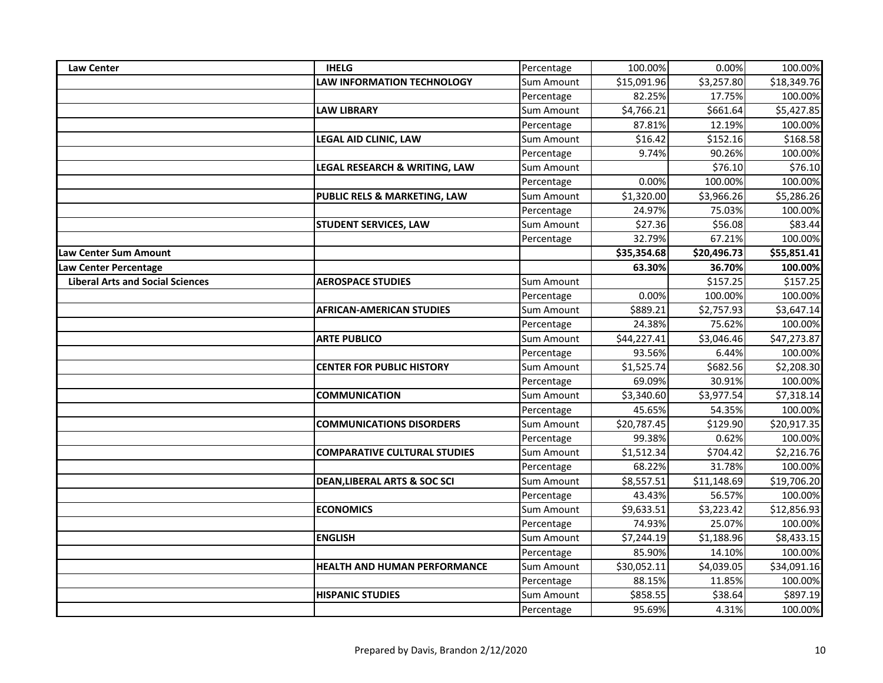| Law Center | IHELG | Percentage | 100.00% | 0.00% | 100.00% |
|---|---|---|---|---|---|
| | **LAW INFORMATION TECHNOLOGY** | Sum Amount | $15,091.96 | $3,257.80 | $18,349.76 |
| | | Percentage | 82.25% | 17.75% | 100.00% |
| | **LAW LIBRARY** | Sum Amount | $4,766.21 | $661.64 | $5,427.85 |
| | | Percentage | 87.81% | 12.19% | 100.00% |
| | **LEGAL AID CLINIC, LAW** | Sum Amount | $16.42 | $152.16 | $168.58 |
| | | Percentage | 9.74% | 90.26% | 100.00% |
| | **LEGAL RESEARCH & WRITING, LAW** | Sum Amount | | $76.10 | $76.10 |
| | | Percentage | 0.00% | 100.00% | 100.00% |
| | **PUBLIC RELS & MARKETING, LAW** | Sum Amount | $1,320.00 | $3,966.26 | $5,286.26 |
| | | Percentage | 24.97% | 75.03% | 100.00% |
| | **STUDENT SERVICES, LAW** | Sum Amount | $27.36 | $56.08 | $83.44 |
| | | Percentage | 32.79% | 67.21% | 100.00% |
| **Law Center Sum Amount** | | | **$35,354.68** | **$20,496.73** | **$55,851.41** |
| **Law Center Percentage** | | | **63.30%** | **36.70%** | **100.00%** |
| **Liberal Arts and Social Sciences** | **AEROSPACE STUDIES** | Sum Amount | | $157.25 | $157.25 |
| | | Percentage | 0.00% | 100.00% | 100.00% |
| | **AFRICAN-AMERICAN STUDIES** | Sum Amount | $889.21 | $2,757.93 | $3,647.14 |
| | | Percentage | 24.38% | 75.62% | 100.00% |
| | **ARTE PUBLICO** | Sum Amount | $44,227.41 | $3,046.46 | $47,273.87 |
| | | Percentage | 93.56% | 6.44% | 100.00% |
| | **CENTER FOR PUBLIC HISTORY** | Sum Amount | $1,525.74 | $682.56 | $2,208.30 |
| | | Percentage | 69.09% | 30.91% | 100.00% |
| | **COMMUNICATION** | Sum Amount | $3,340.60 | $3,977.54 | $7,318.14 |
| | | Percentage | 45.65% | 54.35% | 100.00% |
| | **COMMUNICATIONS DISORDERS** | Sum Amount | $20,787.45 | $129.90 | $20,917.35 |
| | | Percentage | 99.38% | 0.62% | 100.00% |
| | **COMPARATIVE CULTURAL STUDIES** | Sum Amount | $1,512.34 | $704.42 | $2,216.76 |
| | | Percentage | 68.22% | 31.78% | 100.00% |
| | **DEAN,LIBERAL ARTS & SOC SCI** | Sum Amount | $8,557.51 | $11,148.69 | $19,706.20 |
| | | Percentage | 43.43% | 56.57% | 100.00% |
| | **ECONOMICS** | Sum Amount | $9,633.51 | $3,223.42 | $12,856.93 |
| | | Percentage | 74.93% | 25.07% | 100.00% |
| | **ENGLISH** | Sum Amount | $7,244.19 | $1,188.96 | $8,433.15 |
| | | Percentage | 85.90% | 14.10% | 100.00% |
| | **HEALTH AND HUMAN PERFORMANCE** | Sum Amount | $30,052.11 | $4,039.05 | $34,091.16 |
| | | Percentage | 88.15% | 11.85% | 100.00% |
| | **HISPANIC STUDIES** | Sum Amount | $858.55 | $38.64 | $897.19 |
| | | Percentage | 95.69% | 4.31% | 100.00% |

Prepared by Davis, Brandon 2/12/2020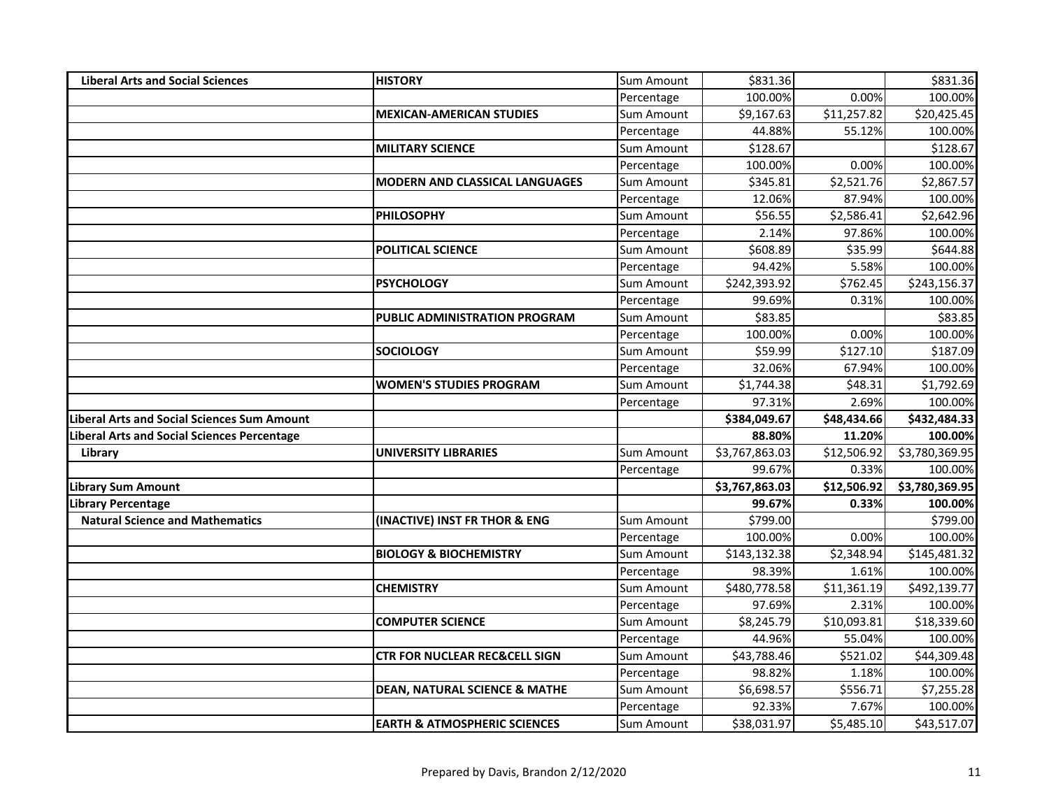| | | | | | |
|---|---|---|---|---|---|
| **Liberal Arts and Social Sciences** | **HISTORY** | Sum Amount | $831.36 | | $831.36 |
| | | Percentage | 100.00% | 0.00% | 100.00% |
| | **MEXICAN-AMERICAN STUDIES** | Sum Amount | $9,167.63 | $11,257.82 | $20,425.45 |
| | | Percentage | 44.88% | 55.12% | 100.00% |
| | **MILITARY SCIENCE** | Sum Amount | $128.67 | | $128.67 |
| | | Percentage | 100.00% | 0.00% | 100.00% |
| | **MODERN AND CLASSICAL LANGUAGES** | Sum Amount | $345.81 | $2,521.76 | $2,867.57 |
| | | Percentage | 12.06% | 87.94% | 100.00% |
| | **PHILOSOPHY** | Sum Amount | $56.55 | $2,586.41 | $2,642.96 |
| | | Percentage | 2.14% | 97.86% | 100.00% |
| | **POLITICAL SCIENCE** | Sum Amount | $608.89 | $35.99 | $644.88 |
| | | Percentage | 94.42% | 5.58% | 100.00% |
| | **PSYCHOLOGY** | Sum Amount | $242,393.92 | $762.45 | $243,156.37 |
| | | Percentage | 99.69% | 0.31% | 100.00% |
| | **PUBLIC ADMINISTRATION PROGRAM** | Sum Amount | $83.85 | | $83.85 |
| | | Percentage | 100.00% | 0.00% | 100.00% |
| | **SOCIOLOGY** | Sum Amount | $59.99 | $127.10 | $187.09 |
| | | Percentage | 32.06% | 67.94% | 100.00% |
| | **WOMEN'S STUDIES PROGRAM** | Sum Amount | $1,744.38 | $48.31 | $1,792.69 |
| | | Percentage | 97.31% | 2.69% | 100.00% |
| **Liberal Arts and Social Sciences Sum Amount** | | | **$384,049.67** | **$48,434.66** | **$432,484.33** |
| **Liberal Arts and Social Sciences Percentage** | | | **88.80%** | **11.20%** | **100.00%** |
| **Library** | **UNIVERSITY LIBRARIES** | Sum Amount | $3,767,863.03 | $12,506.92 | $3,780,369.95 |
| | | Percentage | 99.67% | 0.33% | 100.00% |
| **Library Sum Amount** | | | **$3,767,863.03** | **$12,506.92** | **$3,780,369.95** |
| **Library Percentage** | | | **99.67%** | **0.33%** | **100.00%** |
| **Natural Science and Mathematics** | **(INACTIVE) INST FR THOR & ENG** | Sum Amount | $799.00 | | $799.00 |
| | | Percentage | 100.00% | 0.00% | 100.00% |
| | **BIOLOGY & BIOCHEMISTRY** | Sum Amount | $143,132.38 | $2,348.94 | $145,481.32 |
| | | Percentage | 98.39% | 1.61% | 100.00% |
| | **CHEMISTRY** | Sum Amount | $480,778.58 | $11,361.19 | $492,139.77 |
| | | Percentage | 97.69% | 2.31% | 100.00% |
| | **COMPUTER SCIENCE** | Sum Amount | $8,245.79 | $10,093.81 | $18,339.60 |
| | | Percentage | 44.96% | 55.04% | 100.00% |
| | **CTR FOR NUCLEAR REC&CELL SIGN** | Sum Amount | $43,788.46 | $521.02 | $44,309.48 |
| | | Percentage | 98.82% | 1.18% | 100.00% |
| | **DEAN, NATURAL SCIENCE & MATHE** | Sum Amount | $6,698.57 | $556.71 | $7,255.28 |
| | | Percentage | 92.33% | 7.67% | 100.00% |
| | **EARTH & ATMOSPHERIC SCIENCES** | Sum Amount | $38,031.97 | $5,485.10 | $43,517.07 |

Prepared by Davis, Brandon 2/12/2020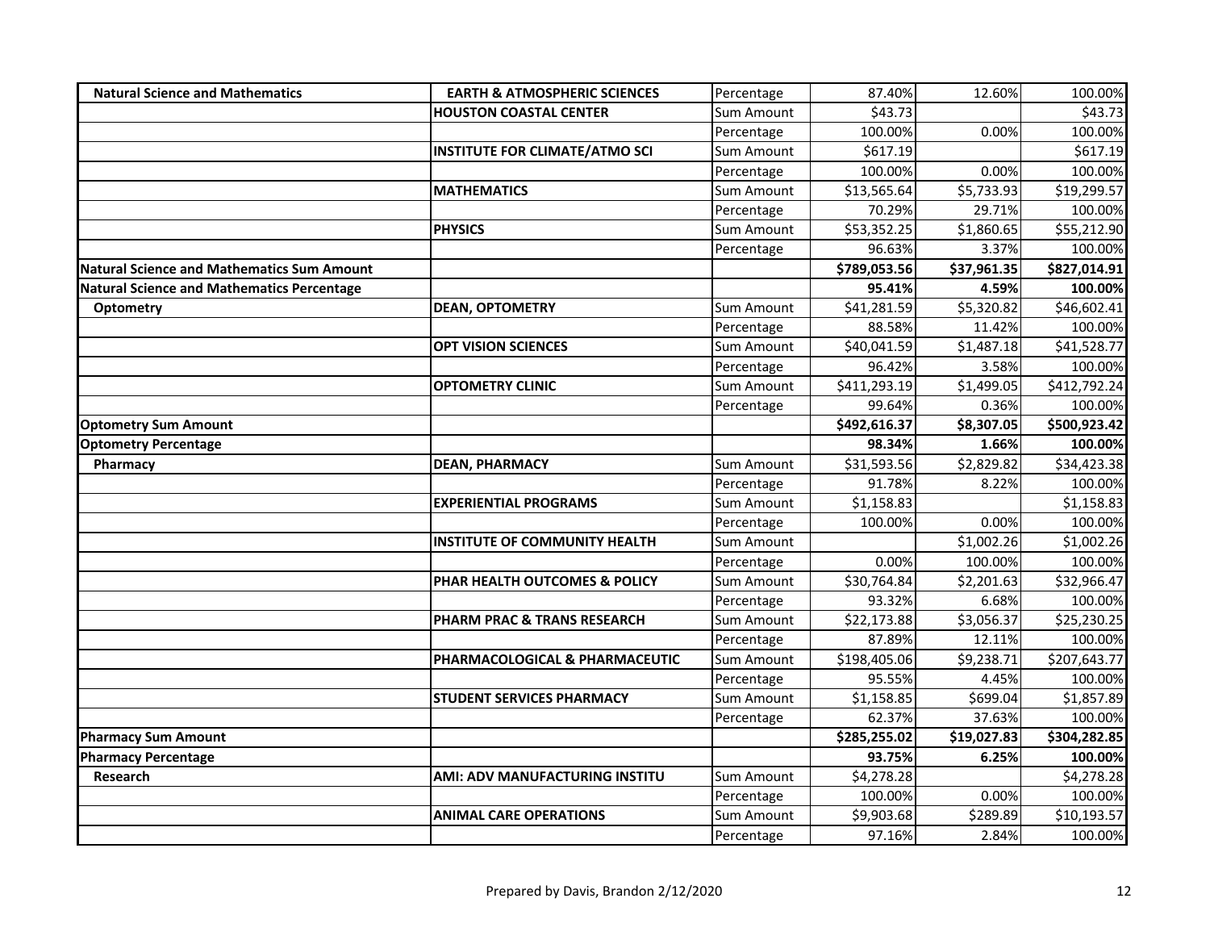| | | | | | |
|---|---|---|---|---|---|
| **Natural Science and Mathematics** | **EARTH & ATMOSPHERIC SCIENCES** | Percentage | 87.40% | 12.60% | 100.00% |
| | **HOUSTON COASTAL CENTER** | Sum Amount | $43.73 | | $43.73 |
| | | Percentage | 100.00% | 0.00% | 100.00% |
| | **INSTITUTE FOR CLIMATE/ATMO SCI** | Sum Amount | $617.19 | | $617.19 |
| | | Percentage | 100.00% | 0.00% | 100.00% |
| | **MATHEMATICS** | Sum Amount | $13,565.64 | $5,733.93 | $19,299.57 |
| | | Percentage | 70.29% | 29.71% | 100.00% |
| | **PHYSICS** | Sum Amount | $53,352.25 | $1,860.65 | $55,212.90 |
| | | Percentage | 96.63% | 3.37% | 100.00% |
| **Natural Science and Mathematics Sum Amount** | | | **$789,053.56** | **$37,961.35** | **$827,014.91** |
| **Natural Science and Mathematics Percentage** | | | **95.41%** | **4.59%** | **100.00%** |
| **Optometry** | **DEAN, OPTOMETRY** | Sum Amount | $41,281.59 | $5,320.82 | $46,602.41 |
| | | Percentage | 88.58% | 11.42% | 100.00% |
| | **OPT VISION SCIENCES** | Sum Amount | $40,041.59 | $1,487.18 | $41,528.77 |
| | | Percentage | 96.42% | 3.58% | 100.00% |
| | **OPTOMETRY CLINIC** | Sum Amount | $411,293.19 | $1,499.05 | $412,792.24 |
| | | Percentage | 99.64% | 0.36% | 100.00% |
| **Optometry Sum Amount** | | | **$492,616.37** | **$8,307.05** | **$500,923.42** |
| **Optometry Percentage** | | | **98.34%** | **1.66%** | **100.00%** |
| **Pharmacy** | **DEAN, PHARMACY** | Sum Amount | $31,593.56 | $2,829.82 | $34,423.38 |
| | | Percentage | 91.78% | 8.22% | 100.00% |
| | **EXPERIENTIAL PROGRAMS** | Sum Amount | $1,158.83 | | $1,158.83 |
| | | Percentage | 100.00% | 0.00% | 100.00% |
| | **INSTITUTE OF COMMUNITY HEALTH** | Sum Amount | | $1,002.26 | $1,002.26 |
| | | Percentage | 0.00% | 100.00% | 100.00% |
| | **PHAR HEALTH OUTCOMES & POLICY** | Sum Amount | $30,764.84 | $2,201.63 | $32,966.47 |
| | | Percentage | 93.32% | 6.68% | 100.00% |
| | **PHARM PRAC & TRANS RESEARCH** | Sum Amount | $22,173.88 | $3,056.37 | $25,230.25 |
| | | Percentage | 87.89% | 12.11% | 100.00% |
| | **PHARMACOLOGICAL & PHARMACEUTIC** | Sum Amount | $198,405.06 | $9,238.71 | $207,643.77 |
| | | Percentage | 95.55% | 4.45% | 100.00% |
| | **STUDENT SERVICES PHARMACY** | Sum Amount | $1,158.85 | $699.04 | $1,857.89 |
| | | Percentage | 62.37% | 37.63% | 100.00% |
| **Pharmacy Sum Amount** | | | **$285,255.02** | **$19,027.83** | **$304,282.85** |
| **Pharmacy Percentage** | | | **93.75%** | **6.25%** | **100.00%** |
| **Research** | **AMI: ADV MANUFACTURING INSTITU** | Sum Amount | $4,278.28 | | $4,278.28 |
| | | Percentage | 100.00% | 0.00% | 100.00% |
| | **ANIMAL CARE OPERATIONS** | Sum Amount | $9,903.68 | $289.89 | $10,193.57 |
| | | Percentage | 97.16% | 2.84% | 100.00% |

Prepared by Davis, Brandon 2/12/2020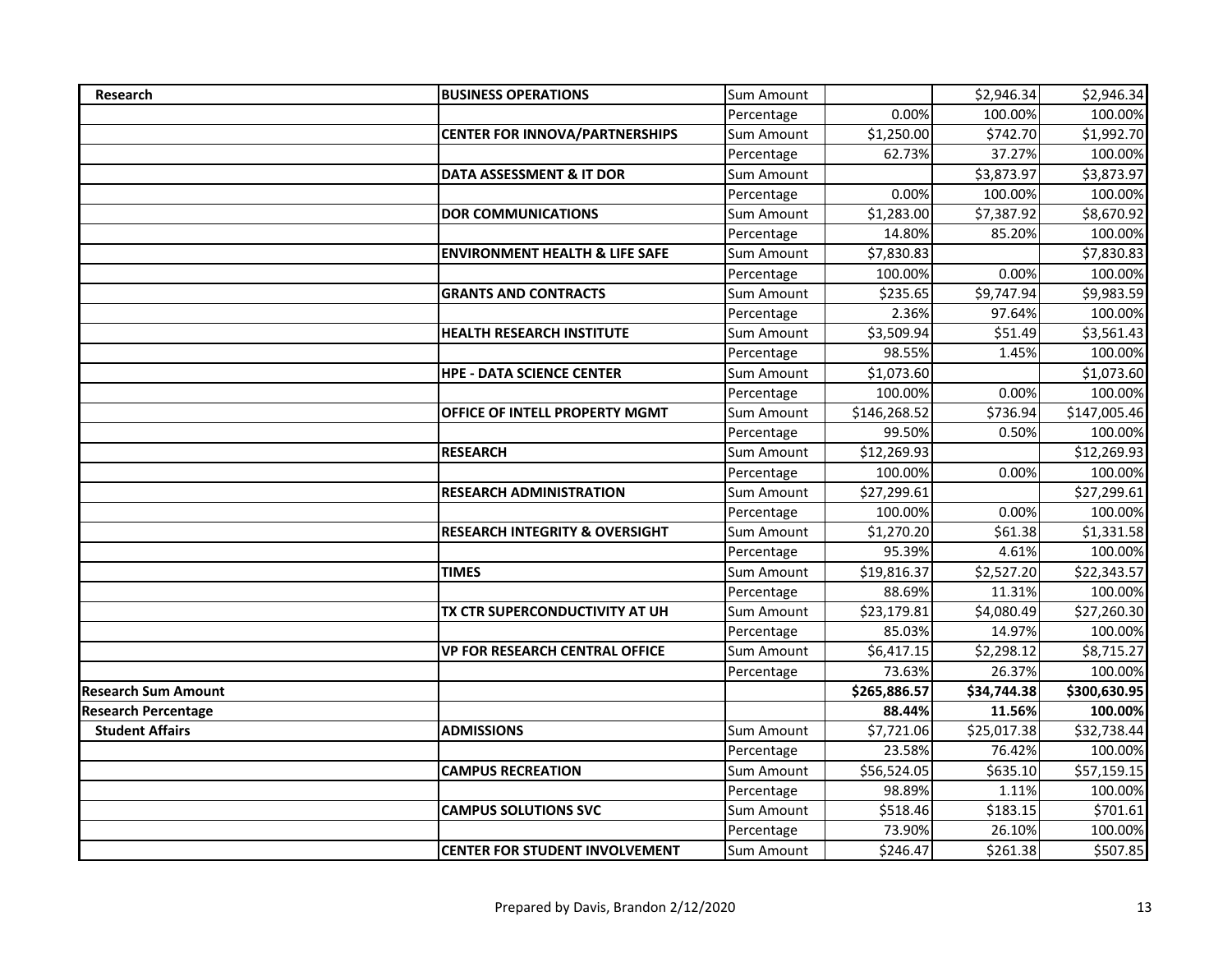| Research | **BUSINESS OPERATIONS** | Sum Amount | | $2,946.34 | $2,946.34 |
|---|---|---|---|---|---|
| | | Percentage | 0.00% | 100.00% | 100.00% |
| | **CENTER FOR INNOVA/PARTNERSHIPS** | Sum Amount | $1,250.00 | $742.70 | $1,992.70 |
| | | Percentage | 62.73% | 37.27% | 100.00% |
| | **DATA ASSESSMENT & IT DOR** | Sum Amount | | $3,873.97 | $3,873.97 |
| | | Percentage | 0.00% | 100.00% | 100.00% |
| | **DOR COMMUNICATIONS** | Sum Amount | $1,283.00 | $7,387.92 | $8,670.92 |
| | | Percentage | 14.80% | 85.20% | 100.00% |
| | **ENVIRONMENT HEALTH & LIFE SAFE** | Sum Amount | $7,830.83 | | $7,830.83 |
| | | Percentage | 100.00% | 0.00% | 100.00% |
| | **GRANTS AND CONTRACTS** | Sum Amount | $235.65 | $9,747.94 | $9,983.59 |
| | | Percentage | 2.36% | 97.64% | 100.00% |
| | **HEALTH RESEARCH INSTITUTE** | Sum Amount | $3,509.94 | $51.49 | $3,561.43 |
| | | Percentage | 98.55% | 1.45% | 100.00% |
| | **HPE - DATA SCIENCE CENTER** | Sum Amount | $1,073.60 | | $1,073.60 |
| | | Percentage | 100.00% | 0.00% | 100.00% |
| | **OFFICE OF INTELL PROPERTY MGMT** | Sum Amount | $146,268.52 | $736.94 | $147,005.46 |
| | | Percentage | 99.50% | 0.50% | 100.00% |
| | **RESEARCH** | Sum Amount | $12,269.93 | | $12,269.93 |
| | | Percentage | 100.00% | 0.00% | 100.00% |
| | **RESEARCH ADMINISTRATION** | Sum Amount | $27,299.61 | | $27,299.61 |
| | | Percentage | 100.00% | 0.00% | 100.00% |
| | **RESEARCH INTEGRITY & OVERSIGHT** | Sum Amount | $1,270.20 | $61.38 | $1,331.58 |
| | | Percentage | 95.39% | 4.61% | 100.00% |
| | **TIMES** | Sum Amount | $19,816.37 | $2,527.20 | $22,343.57 |
| | | Percentage | 88.69% | 11.31% | 100.00% |
| | **TX CTR SUPERCONDUCTIVITY AT UH** | Sum Amount | $23,179.81 | $4,080.49 | $27,260.30 |
| | | Percentage | 85.03% | 14.97% | 100.00% |
| | **VP FOR RESEARCH CENTRAL OFFICE** | Sum Amount | $6,417.15 | $2,298.12 | $8,715.27 |
| | | Percentage | 73.63% | 26.37% | 100.00% |
| **Research Sum Amount** | | | **$265,886.57** | **$34,744.38** | **$300,630.95** |
| **Research Percentage** | | | **88.44%** | **11.56%** | **100.00%** |
| **Student Affairs** | **ADMISSIONS** | Sum Amount | $7,721.06 | $25,017.38 | $32,738.44 |
| | | Percentage | 23.58% | 76.42% | 100.00% |
| | **CAMPUS RECREATION** | Sum Amount | $56,524.05 | $635.10 | $57,159.15 |
| | | Percentage | 98.89% | 1.11% | 100.00% |
| | **CAMPUS SOLUTIONS SVC** | Sum Amount | $518.46 | $183.15 | $701.61 |
| | | Percentage | 73.90% | 26.10% | 100.00% |
| | **CENTER FOR STUDENT INVOLVEMENT** | Sum Amount | $246.47 | $261.38 | $507.85 |

Prepared by Davis, Brandon 2/12/2020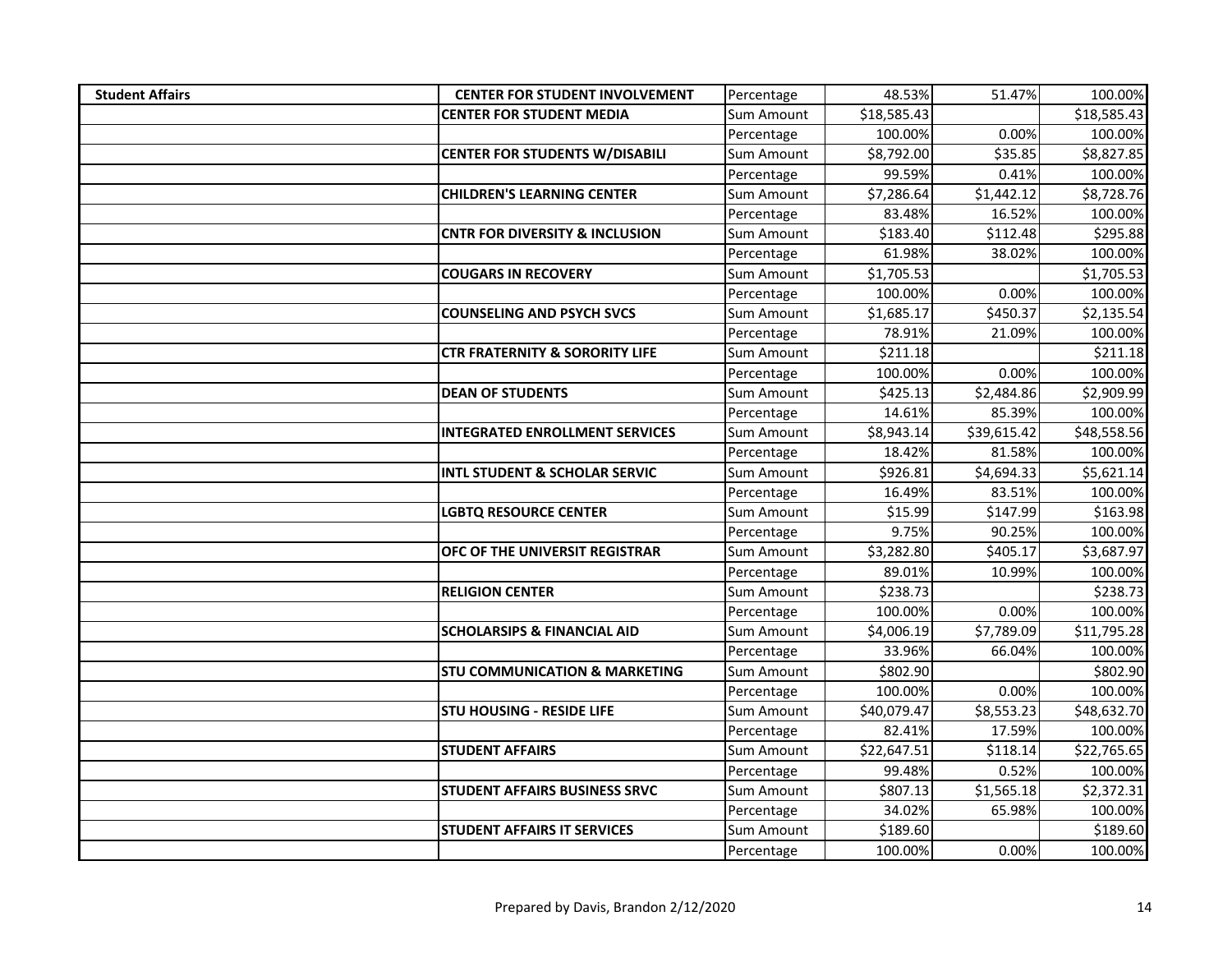| | | | | | |
|---|---|---|---|---|---|
| **Student Affairs** | **CENTER FOR STUDENT INVOLVEMENT** | Percentage | 48.53% | 51.47% | 100.00% |
| | **CENTER FOR STUDENT MEDIA** | Sum Amount | $18,585.43 | | $18,585.43 |
| | | Percentage | 100.00% | 0.00% | 100.00% |
| | **CENTER FOR STUDENTS W/DISABILI** | Sum Amount | $8,792.00 | $35.85 | $8,827.85 |
| | | Percentage | 99.59% | 0.41% | 100.00% |
| | **CHILDREN'S LEARNING CENTER** | Sum Amount | $7,286.64 | $1,442.12 | $8,728.76 |
| | | Percentage | 83.48% | 16.52% | 100.00% |
| | **CNTR FOR DIVERSITY & INCLUSION** | Sum Amount | $183.40 | $112.48 | $295.88 |
| | | Percentage | 61.98% | 38.02% | 100.00% |
| | **COUGARS IN RECOVERY** | Sum Amount | $1,705.53 | | $1,705.53 |
| | | Percentage | 100.00% | 0.00% | 100.00% |
| | **COUNSELING AND PSYCH SVCS** | Sum Amount | $1,685.17 | $450.37 | $2,135.54 |
| | | Percentage | 78.91% | 21.09% | 100.00% |
| | **CTR FRATERNITY & SORORITY LIFE** | Sum Amount | $211.18 | | $211.18 |
| | | Percentage | 100.00% | 0.00% | 100.00% |
| | **DEAN OF STUDENTS** | Sum Amount | $425.13 | $2,484.86 | $2,909.99 |
| | | Percentage | 14.61% | 85.39% | 100.00% |
| | **INTEGRATED ENROLLMENT SERVICES** | Sum Amount | $8,943.14 | $39,615.42 | $48,558.56 |
| | | Percentage | 18.42% | 81.58% | 100.00% |
| | **INTL STUDENT & SCHOLAR SERVIC** | Sum Amount | $926.81 | $4,694.33 | $5,621.14 |
| | | Percentage | 16.49% | 83.51% | 100.00% |
| | **LGBTQ RESOURCE CENTER** | Sum Amount | $15.99 | $147.99 | $163.98 |
| | | Percentage | 9.75% | 90.25% | 100.00% |
| | **OFC OF THE UNIVERSIT REGISTRAR** | Sum Amount | $3,282.80 | $405.17 | $3,687.97 |
| | | Percentage | 89.01% | 10.99% | 100.00% |
| | **RELIGION CENTER** | Sum Amount | $238.73 | | $238.73 |
| | | Percentage | 100.00% | 0.00% | 100.00% |
| | **SCHOLARSIPS & FINANCIAL AID** | Sum Amount | $4,006.19 | $7,789.09 | $11,795.28 |
| | | Percentage | 33.96% | 66.04% | 100.00% |
| | **STU COMMUNICATION & MARKETING** | Sum Amount | $802.90 | | $802.90 |
| | | Percentage | 100.00% | 0.00% | 100.00% |
| | **STU HOUSING - RESIDE LIFE** | Sum Amount | $40,079.47 | $8,553.23 | $48,632.70 |
| | | Percentage | 82.41% | 17.59% | 100.00% |
| | **STUDENT AFFAIRS** | Sum Amount | $22,647.51 | $118.14 | $22,765.65 |
| | | Percentage | 99.48% | 0.52% | 100.00% |
| | **STUDENT AFFAIRS BUSINESS SRVC** | Sum Amount | $807.13 | $1,565.18 | $2,372.31 |
| | | Percentage | 34.02% | 65.98% | 100.00% |
| | **STUDENT AFFAIRS IT SERVICES** | Sum Amount | $189.60 | | $189.60 |
| | | Percentage | 100.00% | 0.00% | 100.00% |

Prepared by Davis, Brandon 2/12/2020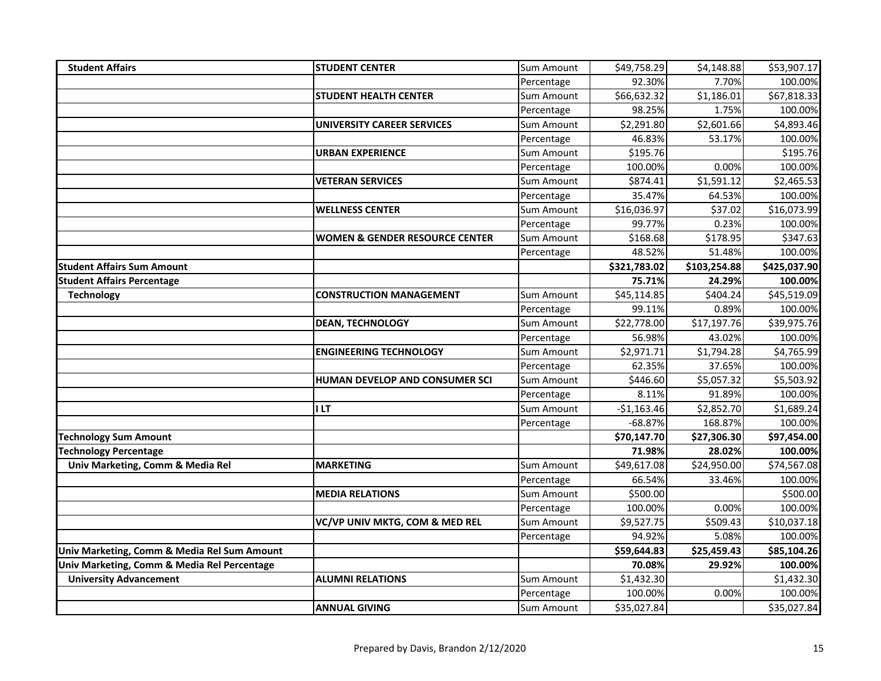| | | | | | |
|---|---|---|---|---|---|
| **Student Affairs** | **STUDENT CENTER** | Sum Amount | $49,758.29 | $4,148.88 | $53,907.17 |
| | | Percentage | 92.30% | 7.70% | 100.00% |
| | **STUDENT HEALTH CENTER** | Sum Amount | $66,632.32 | $1,186.01 | $67,818.33 |
| | | Percentage | 98.25% | 1.75% | 100.00% |
| | **UNIVERSITY CAREER SERVICES** | Sum Amount | $2,291.80 | $2,601.66 | $4,893.46 |
| | | Percentage | 46.83% | 53.17% | 100.00% |
| | **URBAN EXPERIENCE** | Sum Amount | $195.76 | | $195.76 |
| | | Percentage | 100.00% | 0.00% | 100.00% |
| | **VETERAN SERVICES** | Sum Amount | $874.41 | $1,591.12 | $2,465.53 |
| | | Percentage | 35.47% | 64.53% | 100.00% |
| | **WELLNESS CENTER** | Sum Amount | $16,036.97 | $37.02 | $16,073.99 |
| | | Percentage | 99.77% | 0.23% | 100.00% |
| | **WOMEN & GENDER RESOURCE CENTER** | Sum Amount | $168.68 | $178.95 | $347.63 |
| | | Percentage | 48.52% | 51.48% | 100.00% |
| **Student Affairs Sum Amount** | | | **$321,783.02** | **$103,254.88** | **$425,037.90** |
| **Student Affairs Percentage** | | | **75.71%** | **24.29%** | **100.00%** |
| **Technology** | **CONSTRUCTION MANAGEMENT** | Sum Amount | $45,114.85 | $404.24 | $45,519.09 |
| | | Percentage | 99.11% | 0.89% | 100.00% |
| | **DEAN, TECHNOLOGY** | Sum Amount | $22,778.00 | $17,197.76 | $39,975.76 |
| | | Percentage | 56.98% | 43.02% | 100.00% |
| | **ENGINEERING TECHNOLOGY** | Sum Amount | $2,971.71 | $1,794.28 | $4,765.99 |
| | | Percentage | 62.35% | 37.65% | 100.00% |
| | **HUMAN DEVELOP AND CONSUMER SCI** | Sum Amount | $446.60 | $5,057.32 | $5,503.92 |
| | | Percentage | 8.11% | 91.89% | 100.00% |
| | **I LT** | Sum Amount | -$1,163.46 | $2,852.70 | $1,689.24 |
| | | Percentage | -68.87% | 168.87% | 100.00% |
| **Technology Sum Amount** | | | **$70,147.70** | **$27,306.30** | **$97,454.00** |
| **Technology Percentage** | | | **71.98%** | **28.02%** | **100.00%** |
| **Univ Marketing, Comm & Media Rel** | **MARKETING** | Sum Amount | $49,617.08 | $24,950.00 | $74,567.08 |
| | | Percentage | 66.54% | 33.46% | 100.00% |
| | **MEDIA RELATIONS** | Sum Amount | $500.00 | | $500.00 |
| | | Percentage | 100.00% | 0.00% | 100.00% |
| | **VC/VP UNIV MKTG, COM & MED REL** | Sum Amount | $9,527.75 | $509.43 | $10,037.18 |
| | | Percentage | 94.92% | 5.08% | 100.00% |
| **Univ Marketing, Comm & Media Rel Sum Amount** | | | **$59,644.83** | **$25,459.43** | **$85,104.26** |
| **Univ Marketing, Comm & Media Rel Percentage** | | | **70.08%** | **29.92%** | **100.00%** |
| **University Advancement** | **ALUMNI RELATIONS** | Sum Amount | $1,432.30 | | $1,432.30 |
| | | Percentage | 100.00% | 0.00% | 100.00% |
| | **ANNUAL GIVING** | Sum Amount | $35,027.84 | | $35,027.84 |

Prepared by Davis, Brandon 2/12/2020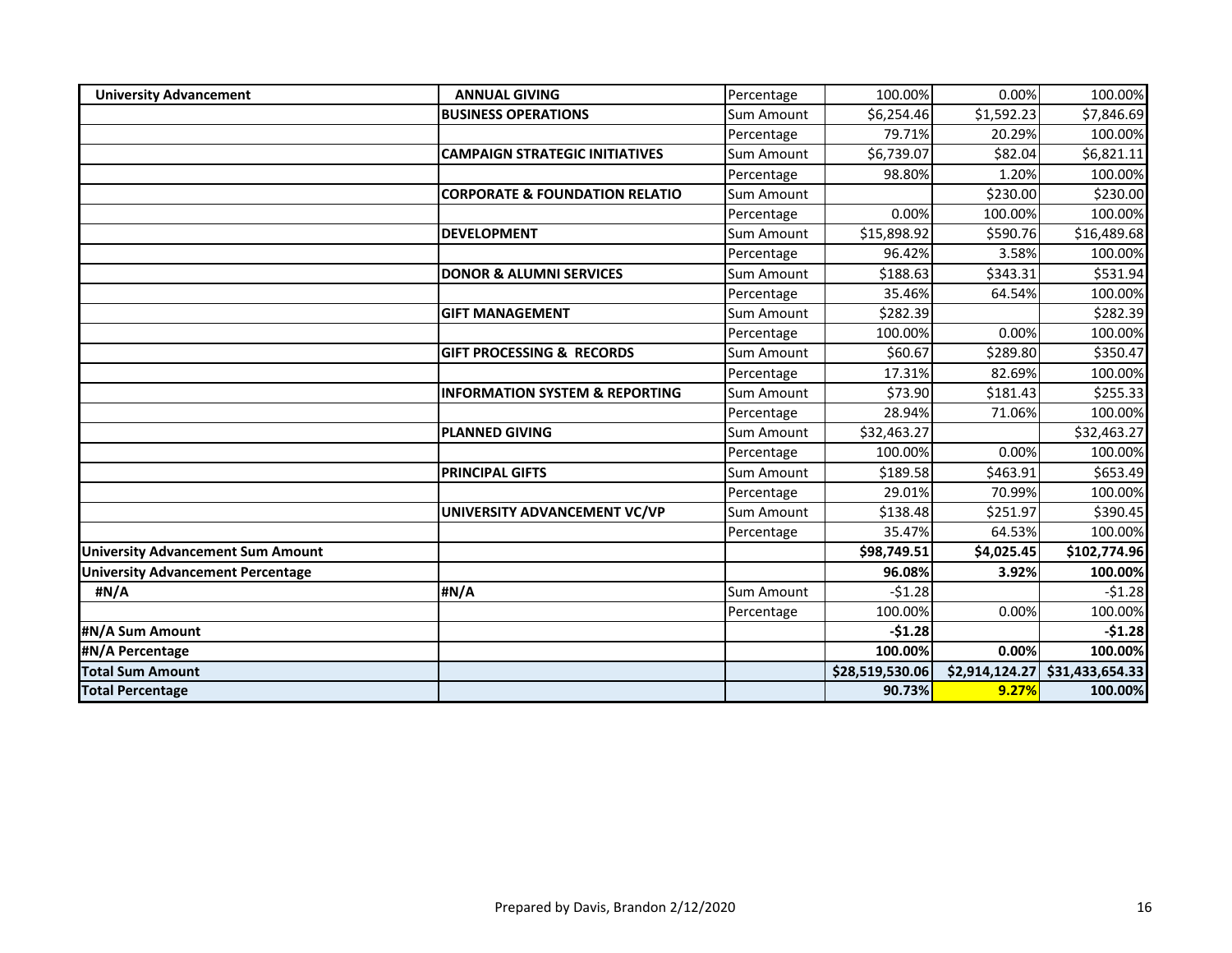| | | | | | |
|---|---|---|---|---|---|
| **University Advancement** | **ANNUAL GIVING** | Percentage | 100.00% | 0.00% | 100.00% |
| | **BUSINESS OPERATIONS** | Sum Amount | $6,254.46 | $1,592.23 | $7,846.69 |
| | | Percentage | 79.71% | 20.29% | 100.00% |
| | **CAMPAIGN STRATEGIC INITIATIVES** | Sum Amount | $6,739.07 | $82.04 | $6,821.11 |
| | | Percentage | 98.80% | 1.20% | 100.00% |
| | **CORPORATE & FOUNDATION RELATIO** | Sum Amount | | $230.00 | $230.00 |
| | | Percentage | 0.00% | 100.00% | 100.00% |
| | **DEVELOPMENT** | Sum Amount | $15,898.92 | $590.76 | $16,489.68 |
| | | Percentage | 96.42% | 3.58% | 100.00% |
| | **DONOR & ALUMNI SERVICES** | Sum Amount | $188.63 | $343.31 | $531.94 |
| | | Percentage | 35.46% | 64.54% | 100.00% |
| | **GIFT MANAGEMENT** | Sum Amount | $282.39 | | $282.39 |
| | | Percentage | 100.00% | 0.00% | 100.00% |
| | **GIFT PROCESSING & RECORDS** | Sum Amount | $60.67 | $289.80 | $350.47 |
| | | Percentage | 17.31% | 82.69% | 100.00% |
| | **INFORMATION SYSTEM & REPORTING** | Sum Amount | $73.90 | $181.43 | $255.33 |
| | | Percentage | 28.94% | 71.06% | 100.00% |
| | **PLANNED GIVING** | Sum Amount | $32,463.27 | | $32,463.27 |
| | | Percentage | 100.00% | 0.00% | 100.00% |
| | **PRINCIPAL GIFTS** | Sum Amount | $189.58 | $463.91 | $653.49 |
| | | Percentage | 29.01% | 70.99% | 100.00% |
| | **UNIVERSITY ADVANCEMENT VC/VP** | Sum Amount | $138.48 | $251.97 | $390.45 |
| | | Percentage | 35.47% | 64.53% | 100.00% |
| **University Advancement Sum Amount** | | | **$98,749.51** | **$4,025.45** | **$102,774.96** |
| **University Advancement Percentage** | | | **96.08%** | **3.92%** | **100.00%** |
| **#N/A** | **#N/A** | Sum Amount | -$1.28 | | -$1.28 |
| | | Percentage | 100.00% | 0.00% | 100.00% |
| **#N/A Sum Amount** | | | **-$1.28** | | **-$1.28** |
| **#N/A Percentage** | | | **100.00%** | **0.00%** | **100.00%** |
| **Total Sum Amount** | | | **$28,519,530.06** | **$2,914,124.27** | **$31,433,654.33** |
| **Total Percentage** | | | **90.73%** | **9.27%** | **100.00%** |

Prepared by Davis, Brandon 2/12/2020